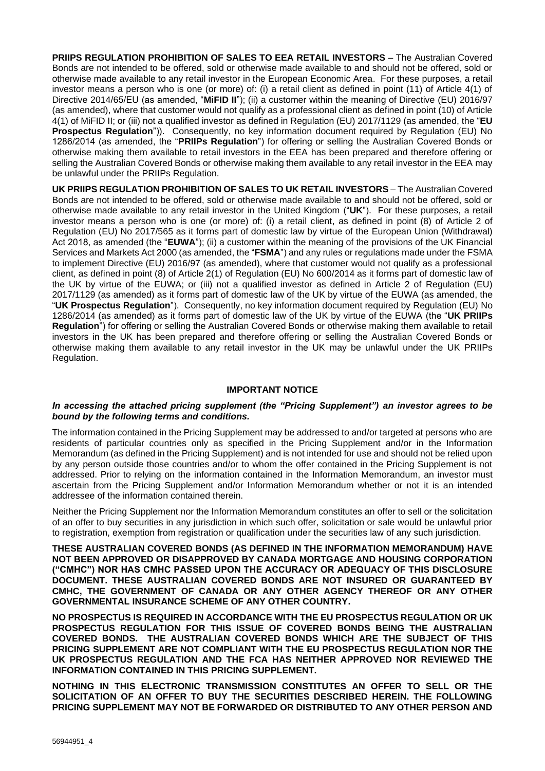**PRIIPS REGULATION PROHIBITION OF SALES TO EEA RETAIL INVESTORS** – The Australian Covered Bonds are not intended to be offered, sold or otherwise made available to and should not be offered, sold or otherwise made available to any retail investor in the European Economic Area. For these purposes, a retail investor means a person who is one (or more) of: (i) a retail client as defined in point (11) of Article 4(1) of Directive 2014/65/EU (as amended, "**MiFID II**"); (ii) a customer within the meaning of Directive (EU) 2016/97 (as amended), where that customer would not qualify as a professional client as defined in point (10) of Article 4(1) of MiFID II; or (iii) not a qualified investor as defined in Regulation (EU) 2017/1129 (as amended, the "**EU Prospectus Regulation**")). Consequently, no key information document required by Regulation (EU) No 1286/2014 (as amended, the "**PRIIPs Regulation**") for offering or selling the Australian Covered Bonds or otherwise making them available to retail investors in the EEA has been prepared and therefore offering or selling the Australian Covered Bonds or otherwise making them available to any retail investor in the EEA may be unlawful under the PRIIPs Regulation.

**UK PRIIPS REGULATION PROHIBITION OF SALES TO UK RETAIL INVESTORS** – The Australian Covered Bonds are not intended to be offered, sold or otherwise made available to and should not be offered, sold or otherwise made available to any retail investor in the United Kingdom ("**UK**"). For these purposes, a retail investor means a person who is one (or more) of: (i) a retail client, as defined in point (8) of Article 2 of Regulation (EU) No 2017/565 as it forms part of domestic law by virtue of the European Union (Withdrawal) Act 2018, as amended (the "**EUWA**"); (ii) a customer within the meaning of the provisions of the UK Financial Services and Markets Act 2000 (as amended, the "**FSMA**") and any rules or regulations made under the FSMA to implement Directive (EU) 2016/97 (as amended), where that customer would not qualify as a professional client, as defined in point (8) of Article 2(1) of Regulation (EU) No 600/2014 as it forms part of domestic law of the UK by virtue of the EUWA; or (iii) not a qualified investor as defined in Article 2 of Regulation (EU) 2017/1129 (as amended) as it forms part of domestic law of the UK by virtue of the EUWA (as amended, the "**UK Prospectus Regulation**"). Consequently, no key information document required by Regulation (EU) No 1286/2014 (as amended) as it forms part of domestic law of the UK by virtue of the EUWA (the "**UK PRIIPs Regulation**") for offering or selling the Australian Covered Bonds or otherwise making them available to retail investors in the UK has been prepared and therefore offering or selling the Australian Covered Bonds or otherwise making them available to any retail investor in the UK may be unlawful under the UK PRIIPs Regulation.

## IMPORTANT NOTICE

***In accessing the attached pricing supplement (the "Pricing Supplement") an investor agrees to be bound by the following terms and conditions.***

The information contained in the Pricing Supplement may be addressed to and/or targeted at persons who are residents of particular countries only as specified in the Pricing Supplement and/or in the Information Memorandum (as defined in the Pricing Supplement) and is not intended for use and should not be relied upon by any person outside those countries and/or to whom the offer contained in the Pricing Supplement is not addressed. Prior to relying on the information contained in the Information Memorandum, an investor must ascertain from the Pricing Supplement and/or Information Memorandum whether or not it is an intended addressee of the information contained therein.

Neither the Pricing Supplement nor the Information Memorandum constitutes an offer to sell or the solicitation of an offer to buy securities in any jurisdiction in which such offer, solicitation or sale would be unlawful prior to registration, exemption from registration or qualification under the securities law of any such jurisdiction.

**THESE AUSTRALIAN COVERED BONDS (AS DEFINED IN THE INFORMATION MEMORANDUM) HAVE NOT BEEN APPROVED OR DISAPPROVED BY CANADA MORTGAGE AND HOUSING CORPORATION ("CMHC") NOR HAS CMHC PASSED UPON THE ACCURACY OR ADEQUACY OF THIS DISCLOSURE DOCUMENT. THESE AUSTRALIAN COVERED BONDS ARE NOT INSURED OR GUARANTEED BY CMHC, THE GOVERNMENT OF CANADA OR ANY OTHER AGENCY THEREOF OR ANY OTHER GOVERNMENTAL INSURANCE SCHEME OF ANY OTHER COUNTRY.**

**NO PROSPECTUS IS REQUIRED IN ACCORDANCE WITH THE EU PROSPECTUS REGULATION OR UK PROSPECTUS REGULATION FOR THIS ISSUE OF COVERED BONDS BEING THE AUSTRALIAN COVERED BONDS. THE AUSTRALIAN COVERED BONDS WHICH ARE THE SUBJECT OF THIS PRICING SUPPLEMENT ARE NOT COMPLIANT WITH THE EU PROSPECTUS REGULATION NOR THE UK PROSPECTUS REGULATION AND THE FCA HAS NEITHER APPROVED NOR REVIEWED THE INFORMATION CONTAINED IN THIS PRICING SUPPLEMENT.**

**NOTHING IN THIS ELECTRONIC TRANSMISSION CONSTITUTES AN OFFER TO SELL OR THE SOLICITATION OF AN OFFER TO BUY THE SECURITIES DESCRIBED HEREIN. THE FOLLOWING PRICING SUPPLEMENT MAY NOT BE FORWARDED OR DISTRIBUTED TO ANY OTHER PERSON AND**

56944951_4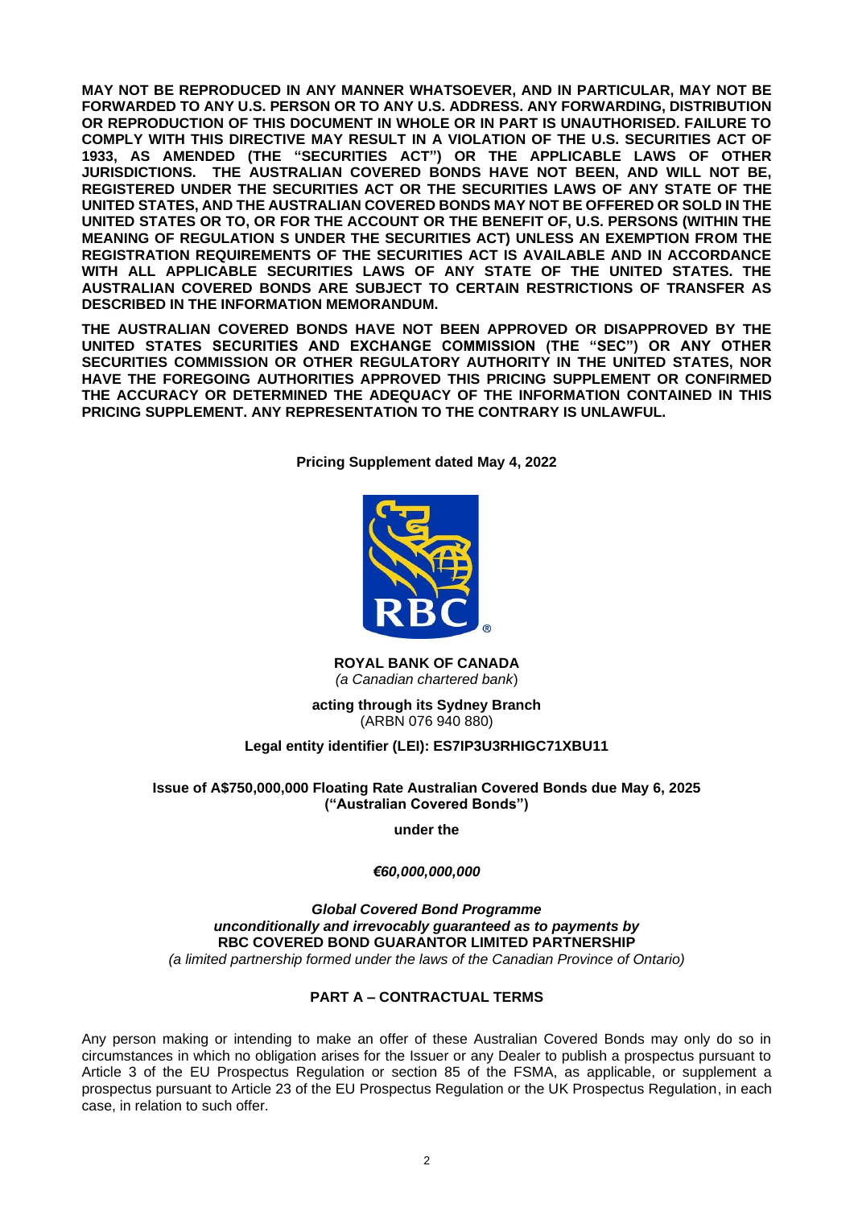**MAY NOT BE REPRODUCED IN ANY MANNER WHATSOEVER, AND IN PARTICULAR, MAY NOT BE FORWARDED TO ANY U.S. PERSON OR TO ANY U.S. ADDRESS. ANY FORWARDING, DISTRIBUTION OR REPRODUCTION OF THIS DOCUMENT IN WHOLE OR IN PART IS UNAUTHORISED. FAILURE TO COMPLY WITH THIS DIRECTIVE MAY RESULT IN A VIOLATION OF THE U.S. SECURITIES ACT OF 1933, AS AMENDED (THE "SECURITIES ACT") OR THE APPLICABLE LAWS OF OTHER JURISDICTIONS. THE AUSTRALIAN COVERED BONDS HAVE NOT BEEN, AND WILL NOT BE, REGISTERED UNDER THE SECURITIES ACT OR THE SECURITIES LAWS OF ANY STATE OF THE UNITED STATES, AND THE AUSTRALIAN COVERED BONDS MAY NOT BE OFFERED OR SOLD IN THE UNITED STATES OR TO, OR FOR THE ACCOUNT OR THE BENEFIT OF, U.S. PERSONS (WITHIN THE MEANING OF REGULATION S UNDER THE SECURITIES ACT) UNLESS AN EXEMPTION FROM THE REGISTRATION REQUIREMENTS OF THE SECURITIES ACT IS AVAILABLE AND IN ACCORDANCE WITH ALL APPLICABLE SECURITIES LAWS OF ANY STATE OF THE UNITED STATES. THE AUSTRALIAN COVERED BONDS ARE SUBJECT TO CERTAIN RESTRICTIONS OF TRANSFER AS DESCRIBED IN THE INFORMATION MEMORANDUM.**

**THE AUSTRALIAN COVERED BONDS HAVE NOT BEEN APPROVED OR DISAPPROVED BY THE UNITED STATES SECURITIES AND EXCHANGE COMMISSION (THE "SEC") OR ANY OTHER SECURITIES COMMISSION OR OTHER REGULATORY AUTHORITY IN THE UNITED STATES, NOR HAVE THE FOREGOING AUTHORITIES APPROVED THIS PRICING SUPPLEMENT OR CONFIRMED THE ACCURACY OR DETERMINED THE ADEQUACY OF THE INFORMATION CONTAINED IN THIS PRICING SUPPLEMENT. ANY REPRESENTATION TO THE CONTRARY IS UNLAWFUL.**

**Pricing Supplement dated May 4, 2022**

**ROYAL BANK OF CANADA**
*(a Canadian chartered bank)*

**acting through its Sydney Branch**
(ARBN 076 940 880)

**Legal entity identifier (LEI): ES7IP3U3RHIGC71XBU11**

**Issue of A$750,000,000 Floating Rate Australian Covered Bonds due May 6, 2025 ("Australian Covered Bonds")**

**under the**

***€60,000,000,000***

***Global Covered Bond Programme***
***unconditionally and irrevocably guaranteed as to payments by***
**RBC COVERED BOND GUARANTOR LIMITED PARTNERSHIP**
*(a limited partnership formed under the laws of the Canadian Province of Ontario)*

## PART A – CONTRACTUAL TERMS

Any person making or intending to make an offer of these Australian Covered Bonds may only do so in circumstances in which no obligation arises for the Issuer or any Dealer to publish a prospectus pursuant to Article 3 of the EU Prospectus Regulation or section 85 of the FSMA, as applicable, or supplement a prospectus pursuant to Article 23 of the EU Prospectus Regulation or the UK Prospectus Regulation, in each case, in relation to such offer.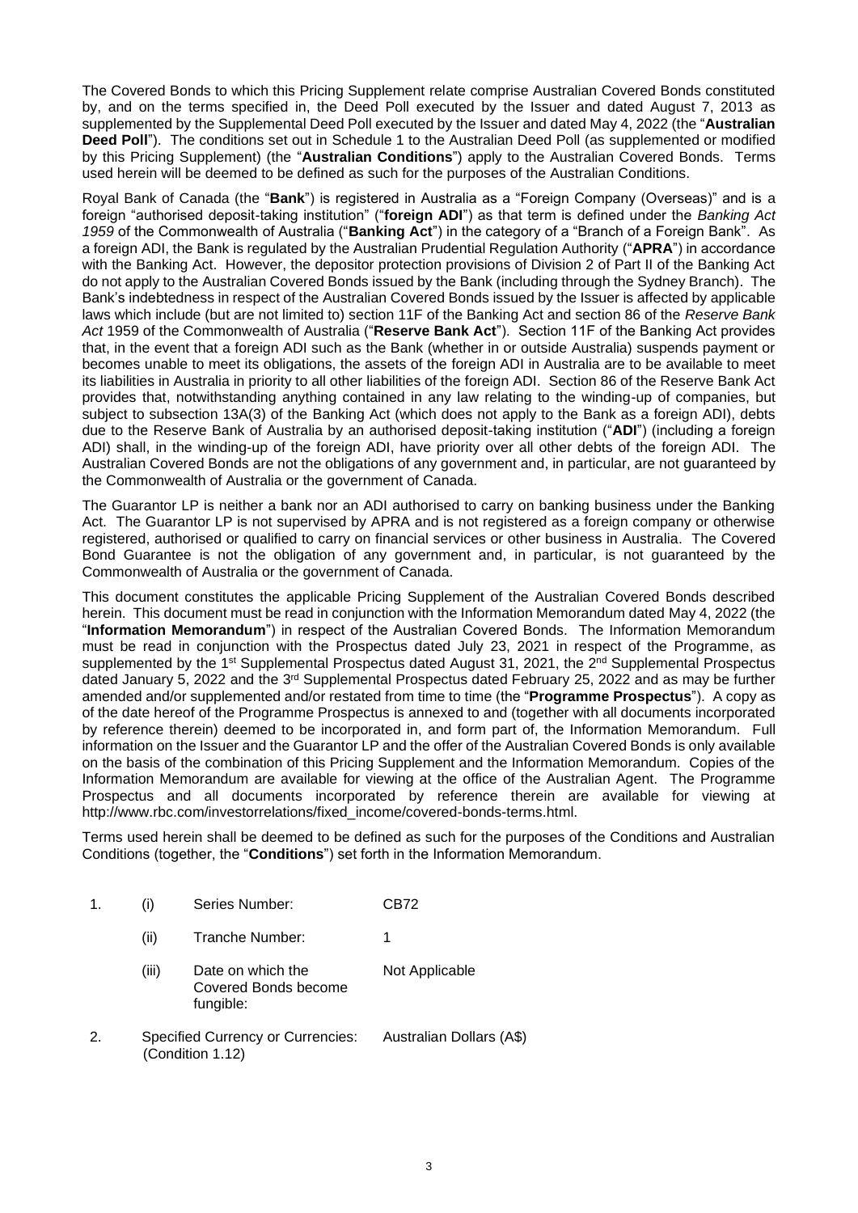The Covered Bonds to which this Pricing Supplement relate comprise Australian Covered Bonds constituted by, and on the terms specified in, the Deed Poll executed by the Issuer and dated August 7, 2013 as supplemented by the Supplemental Deed Poll executed by the Issuer and dated May 4, 2022 (the "**Australian Deed Poll**"). The conditions set out in Schedule 1 to the Australian Deed Poll (as supplemented or modified by this Pricing Supplement) (the "**Australian Conditions**") apply to the Australian Covered Bonds. Terms used herein will be deemed to be defined as such for the purposes of the Australian Conditions.

Royal Bank of Canada (the "**Bank**") is registered in Australia as a "Foreign Company (Overseas)" and is a foreign "authorised deposit-taking institution" ("**foreign ADI**") as that term is defined under the *Banking Act 1959* of the Commonwealth of Australia ("**Banking Act**") in the category of a "Branch of a Foreign Bank". As a foreign ADI, the Bank is regulated by the Australian Prudential Regulation Authority ("**APRA**") in accordance with the Banking Act. However, the depositor protection provisions of Division 2 of Part II of the Banking Act do not apply to the Australian Covered Bonds issued by the Bank (including through the Sydney Branch). The Bank's indebtedness in respect of the Australian Covered Bonds issued by the Issuer is affected by applicable laws which include (but are not limited to) section 11F of the Banking Act and section 86 of the *Reserve Bank Act* 1959 of the Commonwealth of Australia ("**Reserve Bank Act**"). Section 11F of the Banking Act provides that, in the event that a foreign ADI such as the Bank (whether in or outside Australia) suspends payment or becomes unable to meet its obligations, the assets of the foreign ADI in Australia are to be available to meet its liabilities in Australia in priority to all other liabilities of the foreign ADI. Section 86 of the Reserve Bank Act provides that, notwithstanding anything contained in any law relating to the winding-up of companies, but subject to subsection 13A(3) of the Banking Act (which does not apply to the Bank as a foreign ADI), debts due to the Reserve Bank of Australia by an authorised deposit-taking institution ("**ADI**") (including a foreign ADI) shall, in the winding-up of the foreign ADI, have priority over all other debts of the foreign ADI. The Australian Covered Bonds are not the obligations of any government and, in particular, are not guaranteed by the Commonwealth of Australia or the government of Canada.

The Guarantor LP is neither a bank nor an ADI authorised to carry on banking business under the Banking Act. The Guarantor LP is not supervised by APRA and is not registered as a foreign company or otherwise registered, authorised or qualified to carry on financial services or other business in Australia. The Covered Bond Guarantee is not the obligation of any government and, in particular, is not guaranteed by the Commonwealth of Australia or the government of Canada.

This document constitutes the applicable Pricing Supplement of the Australian Covered Bonds described herein. This document must be read in conjunction with the Information Memorandum dated May 4, 2022 (the "**Information Memorandum**") in respect of the Australian Covered Bonds. The Information Memorandum must be read in conjunction with the Prospectus dated July 23, 2021 in respect of the Programme, as supplemented by the 1st Supplemental Prospectus dated August 31, 2021, the 2nd Supplemental Prospectus dated January 5, 2022 and the 3rd Supplemental Prospectus dated February 25, 2022 and as may be further amended and/or supplemented and/or restated from time to time (the "**Programme Prospectus**"). A copy as of the date hereof of the Programme Prospectus is annexed to and (together with all documents incorporated by reference therein) deemed to be incorporated in, and form part of, the Information Memorandum. Full information on the Issuer and the Guarantor LP and the offer of the Australian Covered Bonds is only available on the basis of the combination of this Pricing Supplement and the Information Memorandum. Copies of the Information Memorandum are available for viewing at the office of the Australian Agent. The Programme Prospectus and all documents incorporated by reference therein are available for viewing at http://www.rbc.com/investorrelations/fixed_income/covered-bonds-terms.html.

Terms used herein shall be deemed to be defined as such for the purposes of the Conditions and Australian Conditions (together, the "**Conditions**") set forth in the Information Memorandum.

| | | | |
|---|---|---|---|
| 1. | (i) | Series Number: | CB72 |
| | (ii) | Tranche Number: | 1 |
| | (iii) | Date on which the Covered Bonds become fungible: | Not Applicable |
| 2. | | Specified Currency or Currencies: (Condition 1.12) | Australian Dollars (A$) |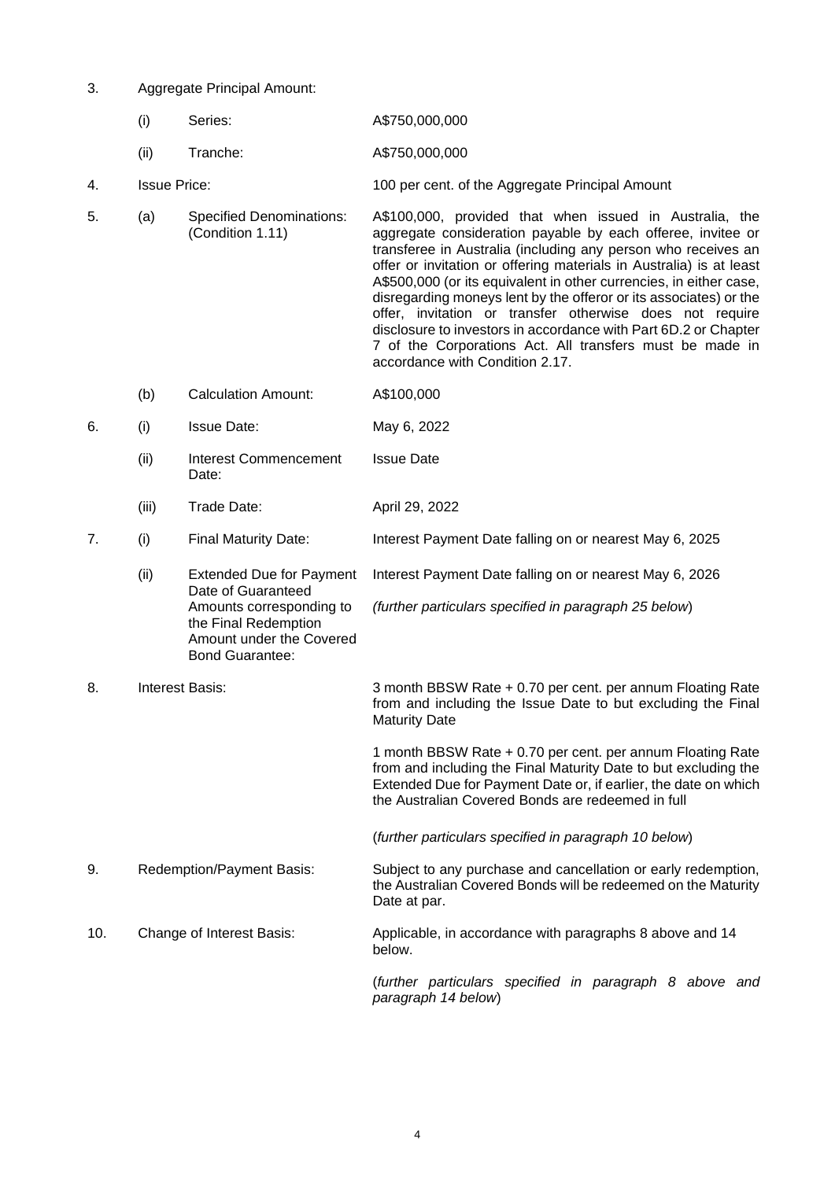| | | | |
|---|---|---|---|
| 3. | Aggregate Principal Amount: | | |
| | (i) | Series: | A$750,000,000 |
| | (ii) | Tranche: | A$750,000,000 |
| 4. | Issue Price: | | 100 per cent. of the Aggregate Principal Amount |
| 5. | (a) | Specified Denominations: (Condition 1.11) | A$100,000, provided that when issued in Australia, the aggregate consideration payable by each offeree, invitee or transferee in Australia (including any person who receives an offer or invitation or offering materials in Australia) is at least A$500,000 (or its equivalent in other currencies, in either case, disregarding moneys lent by the offeror or its associates) or the offer, invitation or transfer otherwise does not require disclosure to investors in accordance with Part 6D.2 or Chapter 7 of the Corporations Act. All transfers must be made in accordance with Condition 2.17. |
| | (b) | Calculation Amount: | A$100,000 |
| 6. | (i) | Issue Date: | May 6, 2022 |
| | (ii) | Interest Commencement Date: | Issue Date |
| | (iii) | Trade Date: | April 29, 2022 |
| 7. | (i) | Final Maturity Date: | Interest Payment Date falling on or nearest May 6, 2025 |
| | (ii) | Extended Due for Payment Date of Guaranteed Amounts corresponding to the Final Redemption Amount under the Covered Bond Guarantee: | Interest Payment Date falling on or nearest May 6, 2026<br><br>*(further particulars specified in paragraph 25 below*) |
| 8. | Interest Basis: | | 3 month BBSW Rate + 0.70 per cent. per annum Floating Rate from and including the Issue Date to but excluding the Final Maturity Date<br><br>1 month BBSW Rate + 0.70 per cent. per annum Floating Rate from and including the Final Maturity Date to but excluding the Extended Due for Payment Date or, if earlier, the date on which the Australian Covered Bonds are redeemed in full<br><br>(*further particulars specified in paragraph 10 below*) |
| 9. | Redemption/Payment Basis: | | Subject to any purchase and cancellation or early redemption, the Australian Covered Bonds will be redeemed on the Maturity Date at par. |
| 10. | Change of Interest Basis: | | Applicable, in accordance with paragraphs 8 above and 14 below.<br><br>(*further particulars specified in paragraph 8 above and paragraph 14 below*) |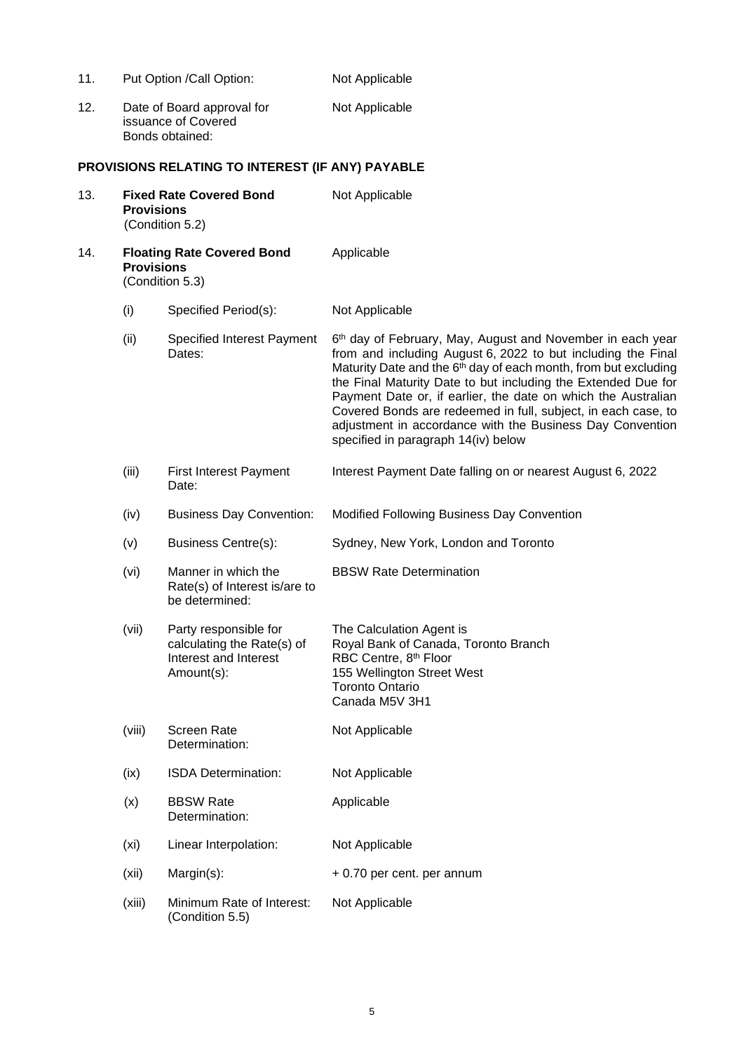11. Put Option /Call Option: Not Applicable

12. Date of Board approval for issuance of Covered Bonds obtained: Not Applicable

**PROVISIONS RELATING TO INTEREST (IF ANY) PAYABLE**

13. **Fixed Rate Covered Bond Provisions** (Condition 5.2) — Not Applicable

14. **Floating Rate Covered Bond Provisions** (Condition 5.3) — Applicable

| | | |
|---|---|---|
| (i) | Specified Period(s): | Not Applicable |
| (ii) | Specified Interest Payment Dates: | 6th day of February, May, August and November in each year from and including August 6, 2022 to but including the Final Maturity Date and the 6th day of each month, from but excluding the Final Maturity Date to but including the Extended Due for Payment Date or, if earlier, the date on which the Australian Covered Bonds are redeemed in full, subject, in each case, to adjustment in accordance with the Business Day Convention specified in paragraph 14(iv) below |
| (iii) | First Interest Payment Date: | Interest Payment Date falling on or nearest August 6, 2022 |
| (iv) | Business Day Convention: | Modified Following Business Day Convention |
| (v) | Business Centre(s): | Sydney, New York, London and Toronto |
| (vi) | Manner in which the Rate(s) of Interest is/are to be determined: | BBSW Rate Determination |
| (vii) | Party responsible for calculating the Rate(s) of Interest and Interest Amount(s): | The Calculation Agent is<br>Royal Bank of Canada, Toronto Branch<br>RBC Centre, 8th Floor<br>155 Wellington Street West<br>Toronto Ontario<br>Canada M5V 3H1 |
| (viii) | Screen Rate Determination: | Not Applicable |
| (ix) | ISDA Determination: | Not Applicable |
| (x) | BBSW Rate Determination: | Applicable |
| (xi) | Linear Interpolation: | Not Applicable |
| (xii) | Margin(s): | + 0.70 per cent. per annum |
| (xiii) | Minimum Rate of Interest: (Condition 5.5) | Not Applicable |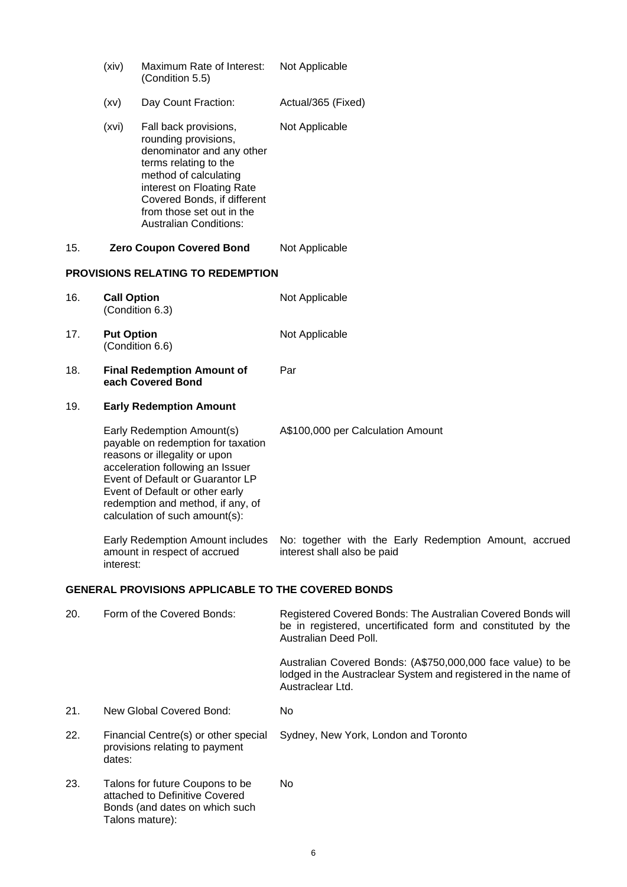| | | | |
|---|---|---|---|
| | (xiv) | Maximum Rate of Interest: (Condition 5.5) | Not Applicable |
| | (xv) | Day Count Fraction: | Actual/365 (Fixed) |
| | (xvi) | Fall back provisions, rounding provisions, denominator and any other terms relating to the method of calculating interest on Floating Rate Covered Bonds, if different from those set out in the Australian Conditions: | Not Applicable |
| 15. | **Zero Coupon Covered Bond** | | Not Applicable |

**PROVISIONS RELATING TO REDEMPTION**

| | | |
|---|---|---|
| 16. | **Call Option** (Condition 6.3) | Not Applicable |
| 17. | **Put Option** (Condition 6.6) | Not Applicable |
| 18. | **Final Redemption Amount of each Covered Bond** | Par |
| 19. | **Early Redemption Amount** | |
| | Early Redemption Amount(s) payable on redemption for taxation reasons or illegality or upon acceleration following an Issuer Event of Default or Guarantor LP Event of Default or other early redemption and method, if any, of calculation of such amount(s): | A$100,000 per Calculation Amount |
| | Early Redemption Amount includes amount in respect of accrued interest: | No: together with the Early Redemption Amount, accrued interest shall also be paid |

**GENERAL PROVISIONS APPLICABLE TO THE COVERED BONDS**

| | | |
|---|---|---|
| 20. | Form of the Covered Bonds: | Registered Covered Bonds: The Australian Covered Bonds will be in registered, uncertificated form and constituted by the Australian Deed Poll.<br><br>Australian Covered Bonds: (A$750,000,000 face value) to be lodged in the Austraclear System and registered in the name of Austraclear Ltd. |
| 21. | New Global Covered Bond: | No |
| 22. | Financial Centre(s) or other special provisions relating to payment dates: | Sydney, New York, London and Toronto |
| 23. | Talons for future Coupons to be attached to Definitive Covered Bonds (and dates on which such Talons mature): | No |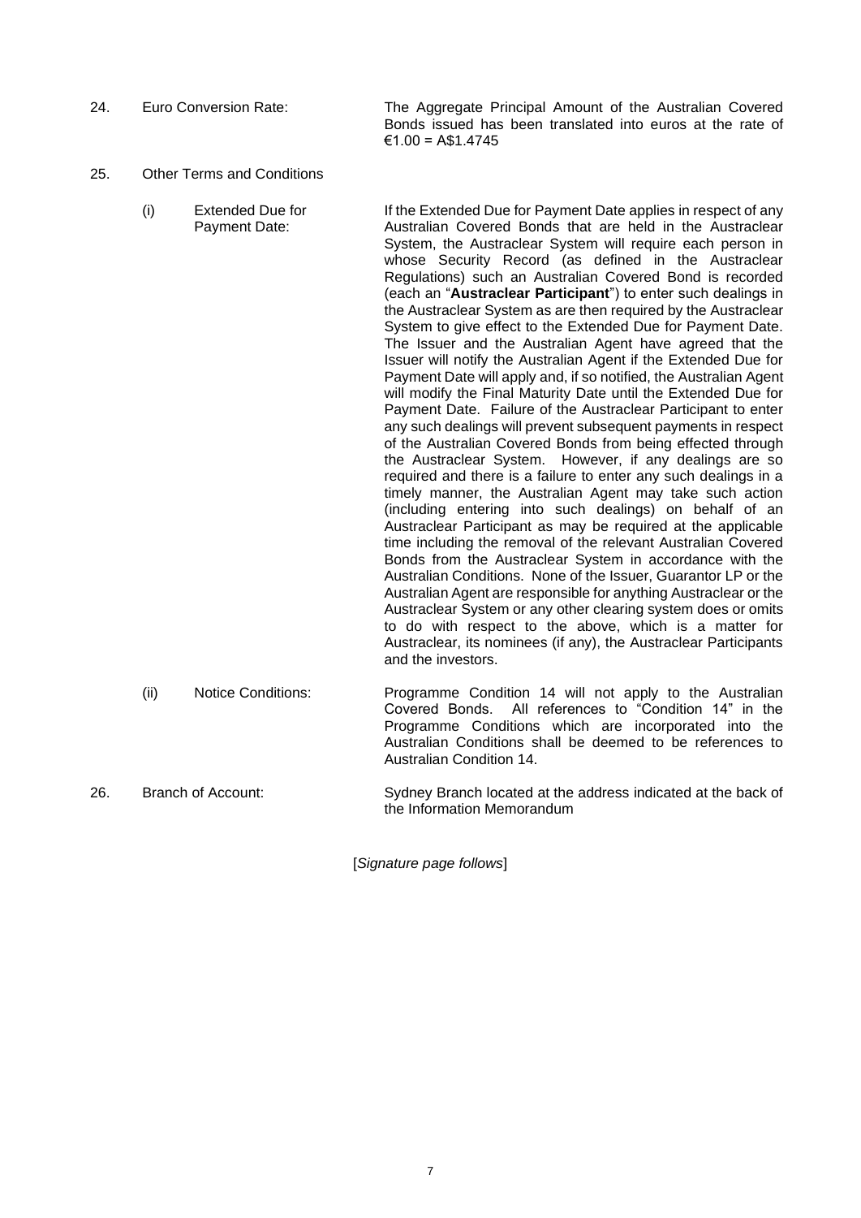| | | |
|---|---|---|
| 24. | Euro Conversion Rate: | The Aggregate Principal Amount of the Australian Covered Bonds issued has been translated into euros at the rate of €1.00 = A$1.4745 |
| 25. | Other Terms and Conditions | |
| | (i) Extended Due for Payment Date: | If the Extended Due for Payment Date applies in respect of any Australian Covered Bonds that are held in the Austraclear System, the Austraclear System will require each person in whose Security Record (as defined in the Austraclear Regulations) such an Australian Covered Bond is recorded (each an "**Austraclear Participant**") to enter such dealings in the Austraclear System as are then required by the Austraclear System to give effect to the Extended Due for Payment Date. The Issuer and the Australian Agent have agreed that the Issuer will notify the Australian Agent if the Extended Due for Payment Date will apply and, if so notified, the Australian Agent will modify the Final Maturity Date until the Extended Due for Payment Date. Failure of the Austraclear Participant to enter any such dealings will prevent subsequent payments in respect of the Australian Covered Bonds from being effected through the Austraclear System. However, if any dealings are so required and there is a failure to enter any such dealings in a timely manner, the Australian Agent may take such action (including entering into such dealings) on behalf of an Austraclear Participant as may be required at the applicable time including the removal of the relevant Australian Covered Bonds from the Austraclear System in accordance with the Australian Conditions. None of the Issuer, Guarantor LP or the Australian Agent are responsible for anything Austraclear or the Austraclear System or any other clearing system does or omits to do with respect to the above, which is a matter for Austraclear, its nominees (if any), the Austraclear Participants and the investors. |
| | (ii) Notice Conditions: | Programme Condition 14 will not apply to the Australian Covered Bonds. All references to "Condition 14" in the Programme Conditions which are incorporated into the Australian Conditions shall be deemed to be references to Australian Condition 14. |
| 26. | Branch of Account: | Sydney Branch located at the address indicated at the back of the Information Memorandum |

[*Signature page follows*]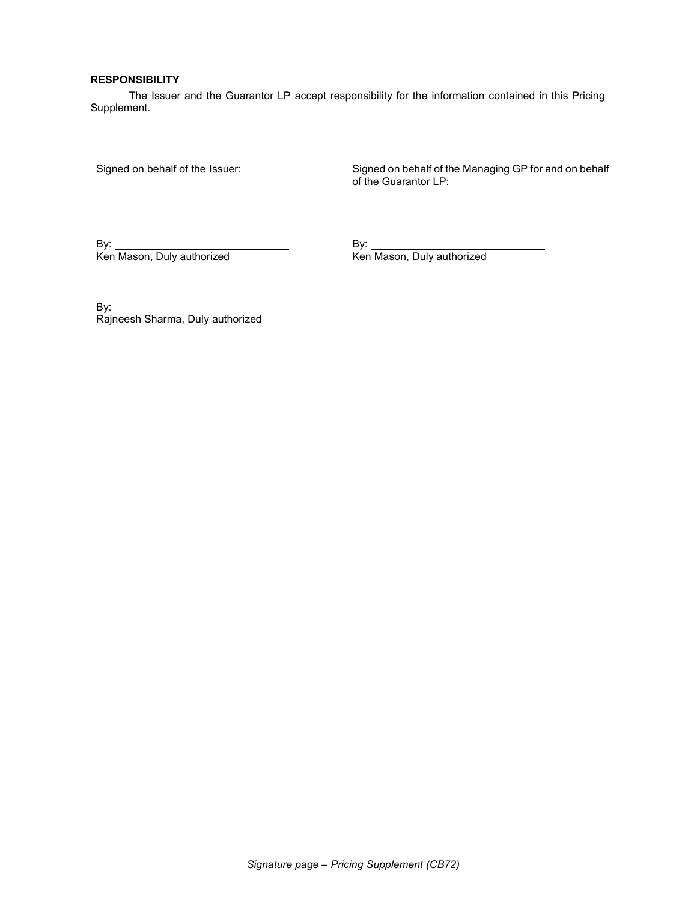**RESPONSIBILITY**

The Issuer and the Guarantor LP accept responsibility for the information contained in this Pricing Supplement.

Signed on behalf of the Issuer:

By: ______________________________
Ken Mason, Duly authorized

By: ______________________________
Rajneesh Sharma, Duly authorized

Signed on behalf of the Managing GP for and on behalf of the Guarantor LP:

By: ______________________________
Ken Mason, Duly authorized

*Signature page – Pricing Supplement (CB72)*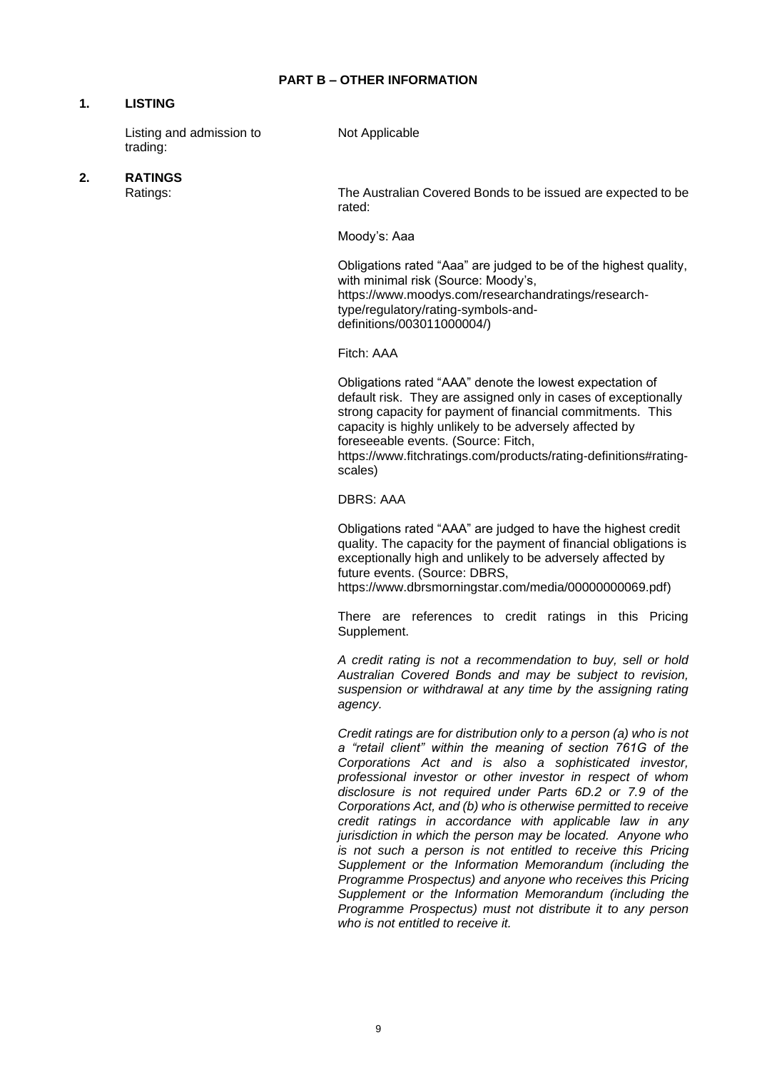## PART B – OTHER INFORMATION

### 1. LISTING

Listing and admission to trading: Not Applicable

### 2. RATINGS

Ratings: The Australian Covered Bonds to be issued are expected to be rated:

Moody's: Aaa

Obligations rated "Aaa" are judged to be of the highest quality, with minimal risk (Source: Moody's, https://www.moodys.com/researchandratings/research-type/regulatory/rating-symbols-and-definitions/003011000004/)

Fitch: AAA

Obligations rated "AAA" denote the lowest expectation of default risk. They are assigned only in cases of exceptionally strong capacity for payment of financial commitments. This capacity is highly unlikely to be adversely affected by foreseeable events. (Source: Fitch, https://www.fitchratings.com/products/rating-definitions#rating-scales)

DBRS: AAA

Obligations rated "AAA" are judged to have the highest credit quality. The capacity for the payment of financial obligations is exceptionally high and unlikely to be adversely affected by future events. (Source: DBRS, https://www.dbrsmorningstar.com/media/00000000069.pdf)

There are references to credit ratings in this Pricing Supplement.

*A credit rating is not a recommendation to buy, sell or hold Australian Covered Bonds and may be subject to revision, suspension or withdrawal at any time by the assigning rating agency.*

*Credit ratings are for distribution only to a person (a) who is not a "retail client" within the meaning of section 761G of the Corporations Act and is also a sophisticated investor, professional investor or other investor in respect of whom disclosure is not required under Parts 6D.2 or 7.9 of the Corporations Act, and (b) who is otherwise permitted to receive credit ratings in accordance with applicable law in any jurisdiction in which the person may be located. Anyone who is not such a person is not entitled to receive this Pricing Supplement or the Information Memorandum (including the Programme Prospectus) and anyone who receives this Pricing Supplement or the Information Memorandum (including the Programme Prospectus) must not distribute it to any person who is not entitled to receive it.*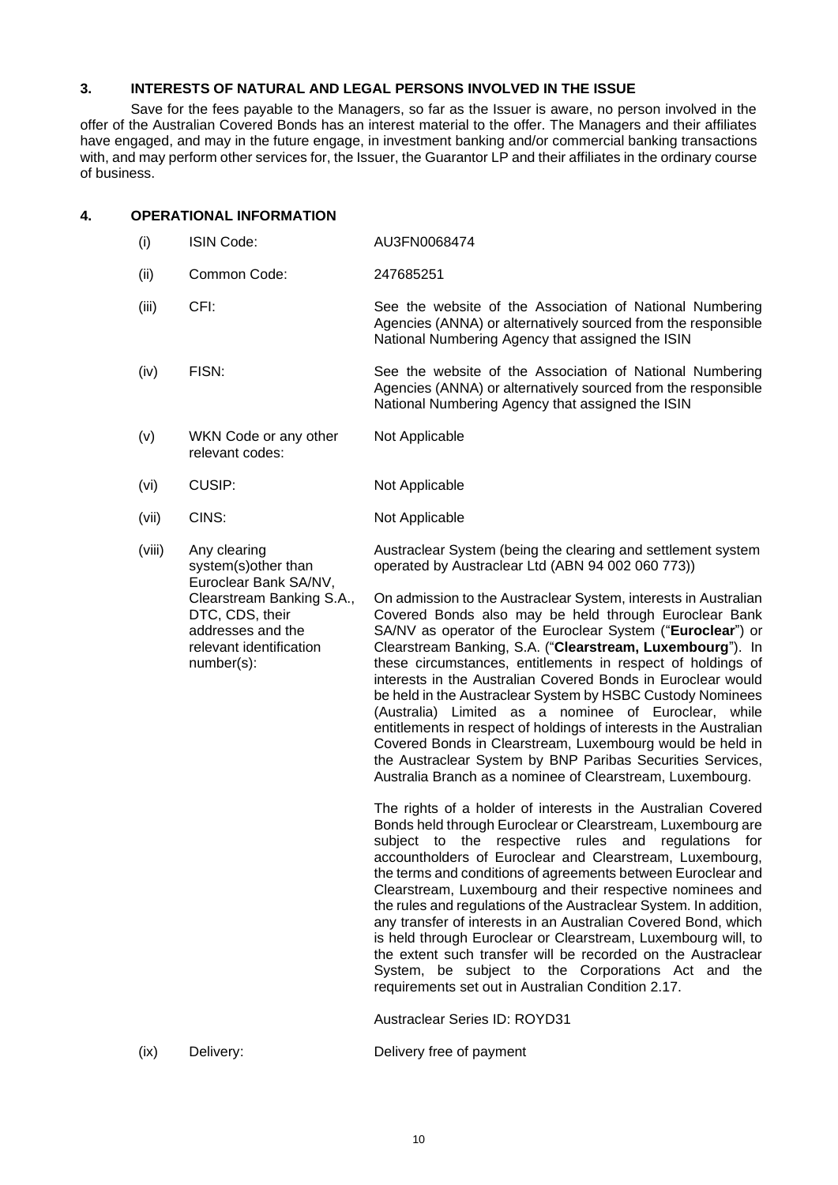## 3. INTERESTS OF NATURAL AND LEGAL PERSONS INVOLVED IN THE ISSUE

Save for the fees payable to the Managers, so far as the Issuer is aware, no person involved in the offer of the Australian Covered Bonds has an interest material to the offer. The Managers and their affiliates have engaged, and may in the future engage, in investment banking and/or commercial banking transactions with, and may perform other services for, the Issuer, the Guarantor LP and their affiliates in the ordinary course of business.

## 4. OPERATIONAL INFORMATION

| | | |
|---|---|---|
| (i) | ISIN Code: | AU3FN0068474 |
| (ii) | Common Code: | 247685251 |
| (iii) | CFI: | See the website of the Association of National Numbering Agencies (ANNA) or alternatively sourced from the responsible National Numbering Agency that assigned the ISIN |
| (iv) | FISN: | See the website of the Association of National Numbering Agencies (ANNA) or alternatively sourced from the responsible National Numbering Agency that assigned the ISIN |
| (v) | WKN Code or any other relevant codes: | Not Applicable |
| (vi) | CUSIP: | Not Applicable |
| (vii) | CINS: | Not Applicable |
| (viii) | Any clearing system(s)other than Euroclear Bank SA/NV, Clearstream Banking S.A., DTC, CDS, their addresses and the relevant identification number(s): | Austraclear System (being the clearing and settlement system operated by Austraclear Ltd (ABN 94 002 060 773))<br><br>On admission to the Austraclear System, interests in Australian Covered Bonds also may be held through Euroclear Bank SA/NV as operator of the Euroclear System ("**Euroclear**") or Clearstream Banking, S.A. ("**Clearstream, Luxembourg**"). In these circumstances, entitlements in respect of holdings of interests in the Australian Covered Bonds in Euroclear would be held in the Austraclear System by HSBC Custody Nominees (Australia) Limited as a nominee of Euroclear, while entitlements in respect of holdings of interests in the Australian Covered Bonds in Clearstream, Luxembourg would be held in the Austraclear System by BNP Paribas Securities Services, Australia Branch as a nominee of Clearstream, Luxembourg.<br><br>The rights of a holder of interests in the Australian Covered Bonds held through Euroclear or Clearstream, Luxembourg are subject to the respective rules and regulations for accountholders of Euroclear and Clearstream, Luxembourg, the terms and conditions of agreements between Euroclear and Clearstream, Luxembourg and their respective nominees and the rules and regulations of the Austraclear System. In addition, any transfer of interests in an Australian Covered Bond, which is held through Euroclear or Clearstream, Luxembourg will, to the extent such transfer will be recorded on the Austraclear System, be subject to the Corporations Act and the requirements set out in Australian Condition 2.17.<br><br>Austraclear Series ID: ROYD31 |
| (ix) | Delivery: | Delivery free of payment |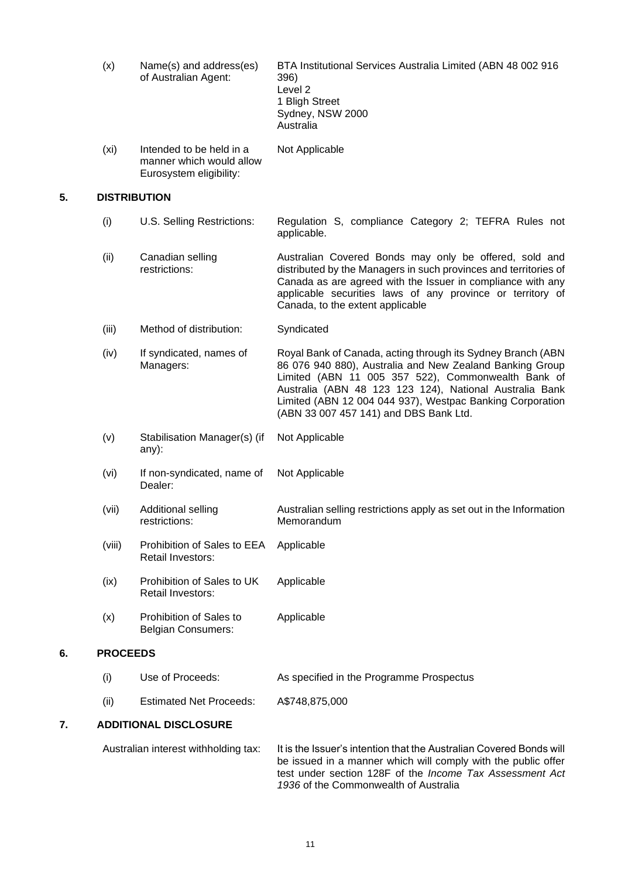| | | |
|---|---|---|
| (x) | Name(s) and address(es) of Australian Agent: | BTA Institutional Services Australia Limited (ABN 48 002 916 396)<br>Level 2<br>1 Bligh Street<br>Sydney, NSW 2000<br>Australia |
| (xi) | Intended to be held in a manner which would allow Eurosystem eligibility: | Not Applicable |

## 5. DISTRIBUTION

| | | |
|---|---|---|
| (i) | U.S. Selling Restrictions: | Regulation S, compliance Category 2; TEFRA Rules not applicable. |
| (ii) | Canadian selling restrictions: | Australian Covered Bonds may only be offered, sold and distributed by the Managers in such provinces and territories of Canada as are agreed with the Issuer in compliance with any applicable securities laws of any province or territory of Canada, to the extent applicable |
| (iii) | Method of distribution: | Syndicated |
| (iv) | If syndicated, names of Managers: | Royal Bank of Canada, acting through its Sydney Branch (ABN 86 076 940 880), Australia and New Zealand Banking Group Limited (ABN 11 005 357 522), Commonwealth Bank of Australia (ABN 48 123 123 124), National Australia Bank Limited (ABN 12 004 044 937), Westpac Banking Corporation (ABN 33 007 457 141) and DBS Bank Ltd. |
| (v) | Stabilisation Manager(s) (if any): | Not Applicable |
| (vi) | If non-syndicated, name of Dealer: | Not Applicable |
| (vii) | Additional selling restrictions: | Australian selling restrictions apply as set out in the Information Memorandum |
| (viii) | Prohibition of Sales to EEA Retail Investors: | Applicable |
| (ix) | Prohibition of Sales to UK Retail Investors: | Applicable |
| (x) | Prohibition of Sales to Belgian Consumers: | Applicable |

## 6. PROCEEDS

| | | |
|---|---|---|
| (i) | Use of Proceeds: | As specified in the Programme Prospectus |
| (ii) | Estimated Net Proceeds: | A$748,875,000 |

## 7. ADDITIONAL DISCLOSURE

| | |
|---|---|
| Australian interest withholding tax: | It is the Issuer's intention that the Australian Covered Bonds will be issued in a manner which will comply with the public offer test under section 128F of the *Income Tax Assessment Act 1936* of the Commonwealth of Australia |